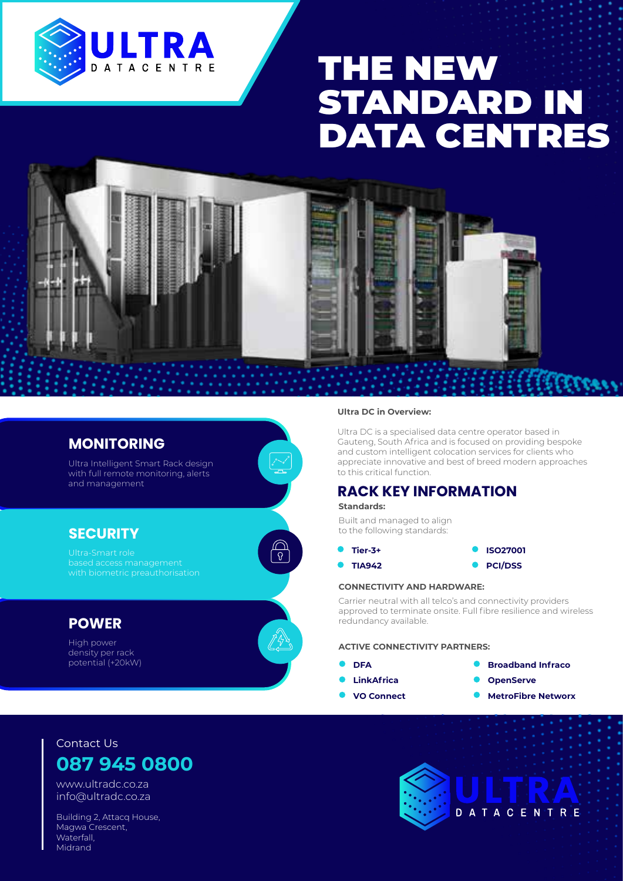# ULTRA DATACENTRE

# THE NEW STANDARD IN DATA CENTRES

## MONITORING

Ultra Intelligent Smart Rack design with full remote monitoring, alerts and management

## SECURITY

Ultra-Smart role based access management with biometric preauthorisation

## POWER

High power density per rack potential (+20kW)

**Ultra DC in Overview:**

Ultra DC is a specialised data centre operator based in Gauteng, South Africa and is focused on providing bespoke and custom intelligent colocation services for clients who appreciate innovative and best of breed modern approaches to this critical function.

## RACK KEY INFORMATION

**Standards:**

Built and managed to align to the following standards:

- **Tier-3+**
- **TIA942**
- **ISO27001**
- **PCI/DSS**

**CONNECTIVITY AND HARDWARE:**

Carrier neutral with all telco's and connectivity providers approved to terminate onsite. Full fibre resilience and wireless redundancy available.

**ACTIVE CONNECTIVITY PARTNERS:**

- **DFA**
- **LinkAfrica**
- **VO Connect**
- **Broadband Infraco**
- **OpenServe**
- **MetroFibre Networx**

Contact Us

**087 945 0800**

www.ultradc.co.za
info@ultradc.co.za

Building 2, Attacq House,
Magwa Crescent,
Waterfall,
Midrand

ULTRA DATACENTRE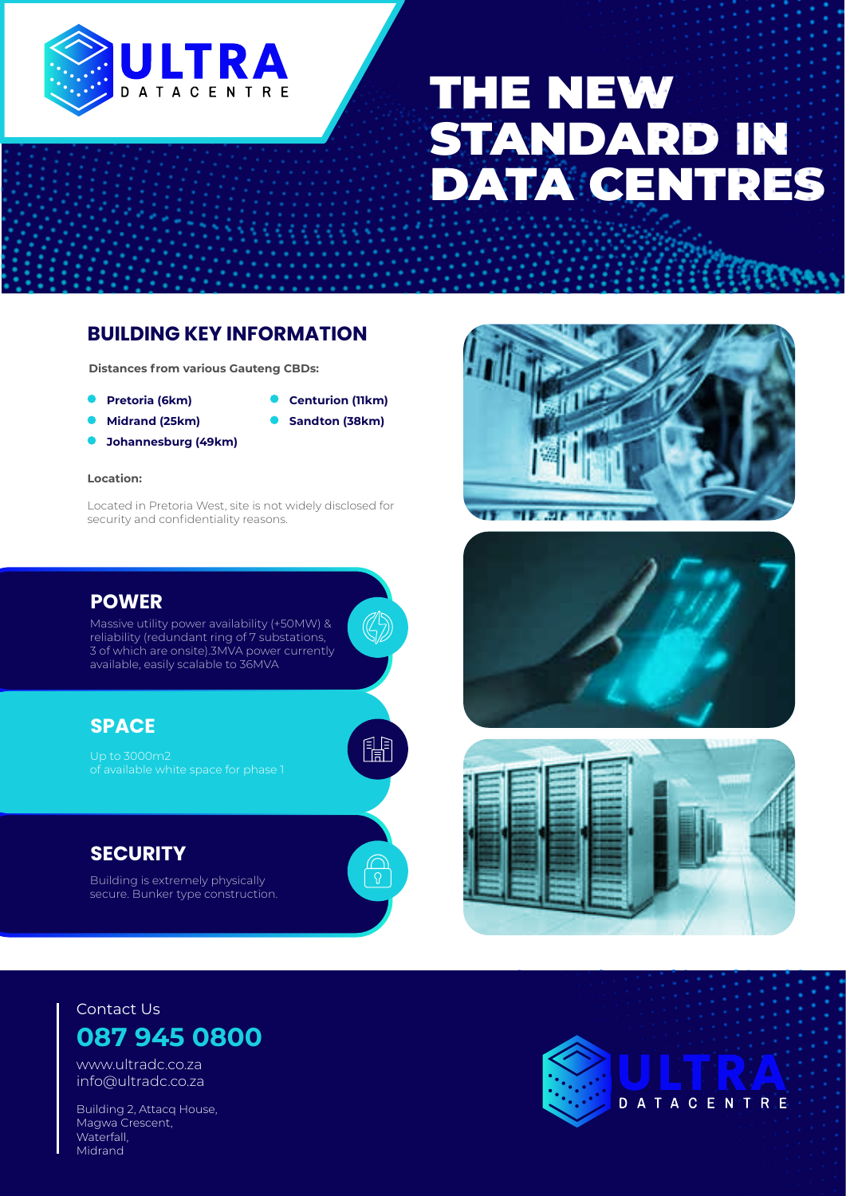ULTRA DATACENTRE

# THE NEW STANDARD IN DATA CENTRES

## BUILDING KEY INFORMATION

**Distances from various Gauteng CBDs:**

- **Pretoria (6km)**
- **Midrand (25km)**
- **Johannesburg (49km)**
- **Centurion (11km)**
- **Sandton (38km)**

**Location:**

Located in Pretoria West, site is not widely disclosed for security and confidentiality reasons.

## POWER

Massive utility power availability (+50MW) & reliability (redundant ring of 7 substations, 3 of which are onsite).3MVA power currently available, easily scalable to 36MVA

## SPACE

Up to 3000m2
of available white space for phase 1

## SECURITY

Building is extremely physically secure. Bunker type construction.

Contact Us

**087 945 0800**

www.ultradc.co.za
info@ultradc.co.za

Building 2, Attacq House,
Magwa Crescent,
Waterfall,
Midrand

ULTRA DATACENTRE